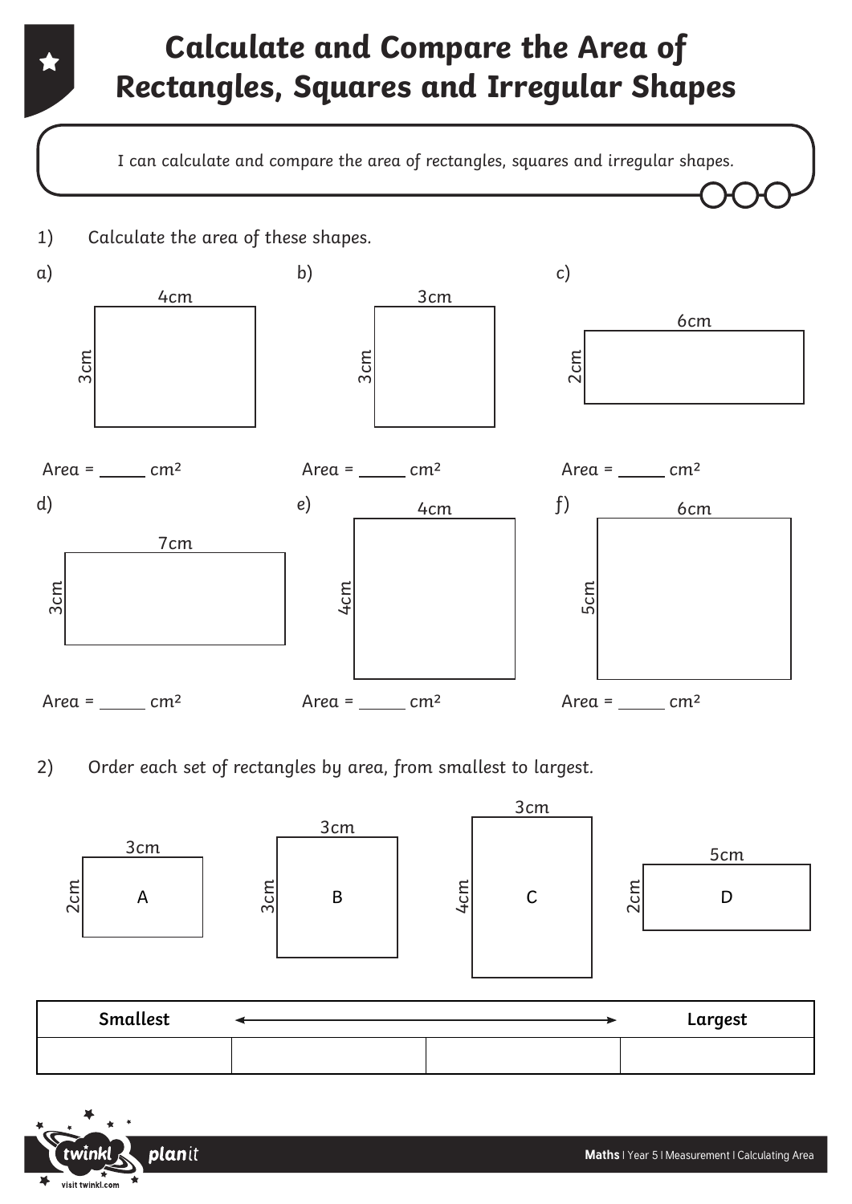# Calculate and Compare the Area of Rectangles, Squares and Irregular Shapes

I can calculate and compare the area of rectangles, squares and irregular shapes.

1) Calculate the area of these shapes.

a) 4cm, 3cm

Area = _____ cm²

b) 3cm, 3cm

Area = _____ cm²

c) 6cm, 2cm

Area = _____ cm²

d) 7cm, 3cm

Area = _____ cm²

e) 4cm, 4cm

Area = _____ cm²

f) 6cm, 5cm

Area = _____ cm²

2) Order each set of rectangles by area, from smallest to largest.

A: 3cm, 2cm

B: 3cm, 3cm

C: 3cm, 4cm

D: 5cm, 2cm

| Smallest | ⟷ | | Largest |
|---|---|---|---|
| | | | |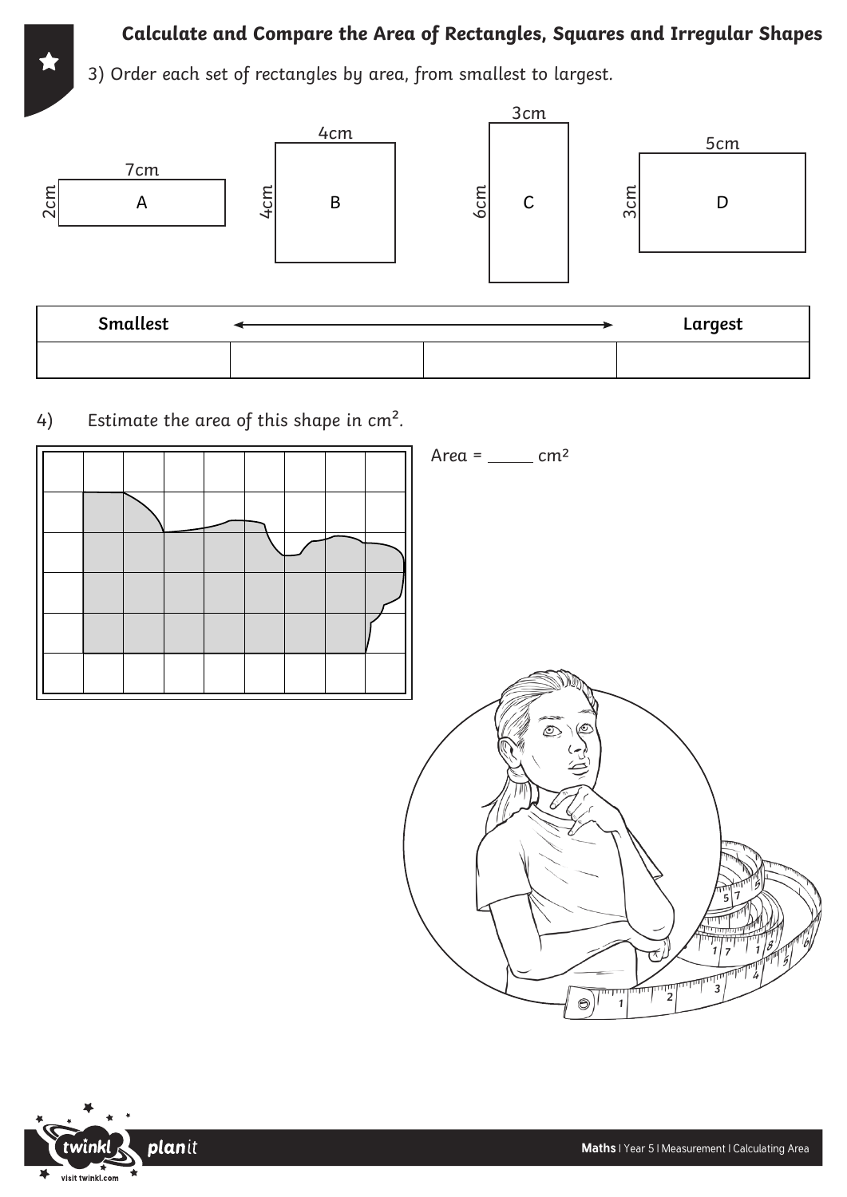## Calculate and Compare the Area of Rectangles, Squares and Irregular Shapes

3) Order each set of rectangles by area, from smallest to largest.

A: 7cm × 2cm

B: 4cm × 4cm

C: 3cm × 6cm

D: 5cm × 3cm

| Smallest | ⟵ | ⟶ | Largest |
|---|---|---|---|
| | | | |

4) Estimate the area of this shape in cm².

Area = _____ cm²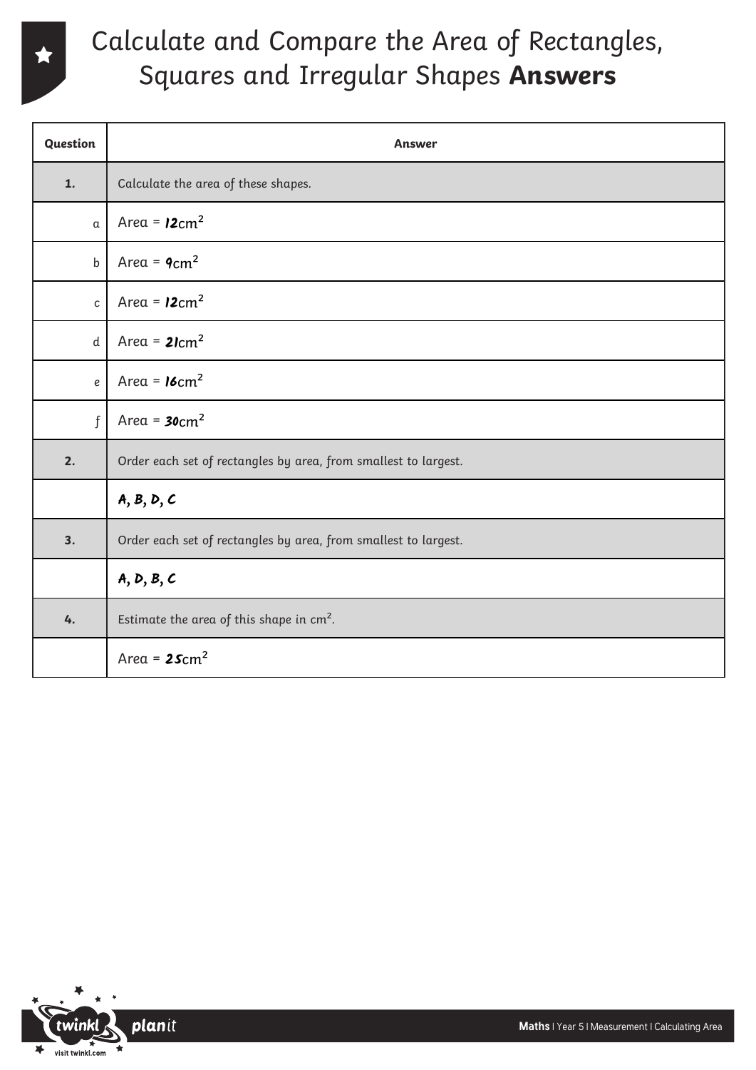# Calculate and Compare the Area of Rectangles, Squares and Irregular Shapes **Answers**

| Question | Answer |
| --- | --- |
| **1.** | Calculate the area of these shapes. |
| a | Area = **12**$cm^2$ |
| b | Area = **9**$cm^2$ |
| c | Area = **12**$cm^2$ |
| d | Area = **21**$cm^2$ |
| e | Area = **16**$cm^2$ |
| f | Area = **30**$cm^2$ |
| **2.** | Order each set of rectangles by area, from smallest to largest. |
| | **A, B, D, C** |
| **3.** | Order each set of rectangles by area, from smallest to largest. |
| | **A, D, B, C** |
| **4.** | Estimate the area of this shape in $cm^2$. |
| | Area = **25**$cm^2$ |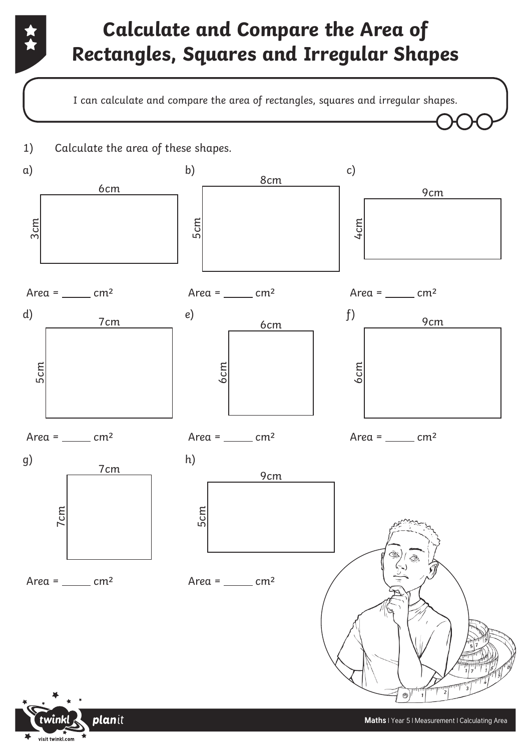# Calculate and Compare the Area of Rectangles, Squares and Irregular Shapes

I can calculate and compare the area of rectangles, squares and irregular shapes.

1) Calculate the area of these shapes.

a)

6cm

3cm

Area = _____ $cm^2$

b)

8cm

5cm

Area = _____ $cm^2$

c)

9cm

4cm

Area = _____ $cm^2$

d)

7cm

5cm

Area = _____ $cm^2$

e)

6cm

6cm

Area = _____ $cm^2$

f)

9cm

6cm

Area = _____ $cm^2$

g)

7cm

7cm

Area = _____ $cm^2$

h)

9cm

5cm

Area = _____ $cm^2$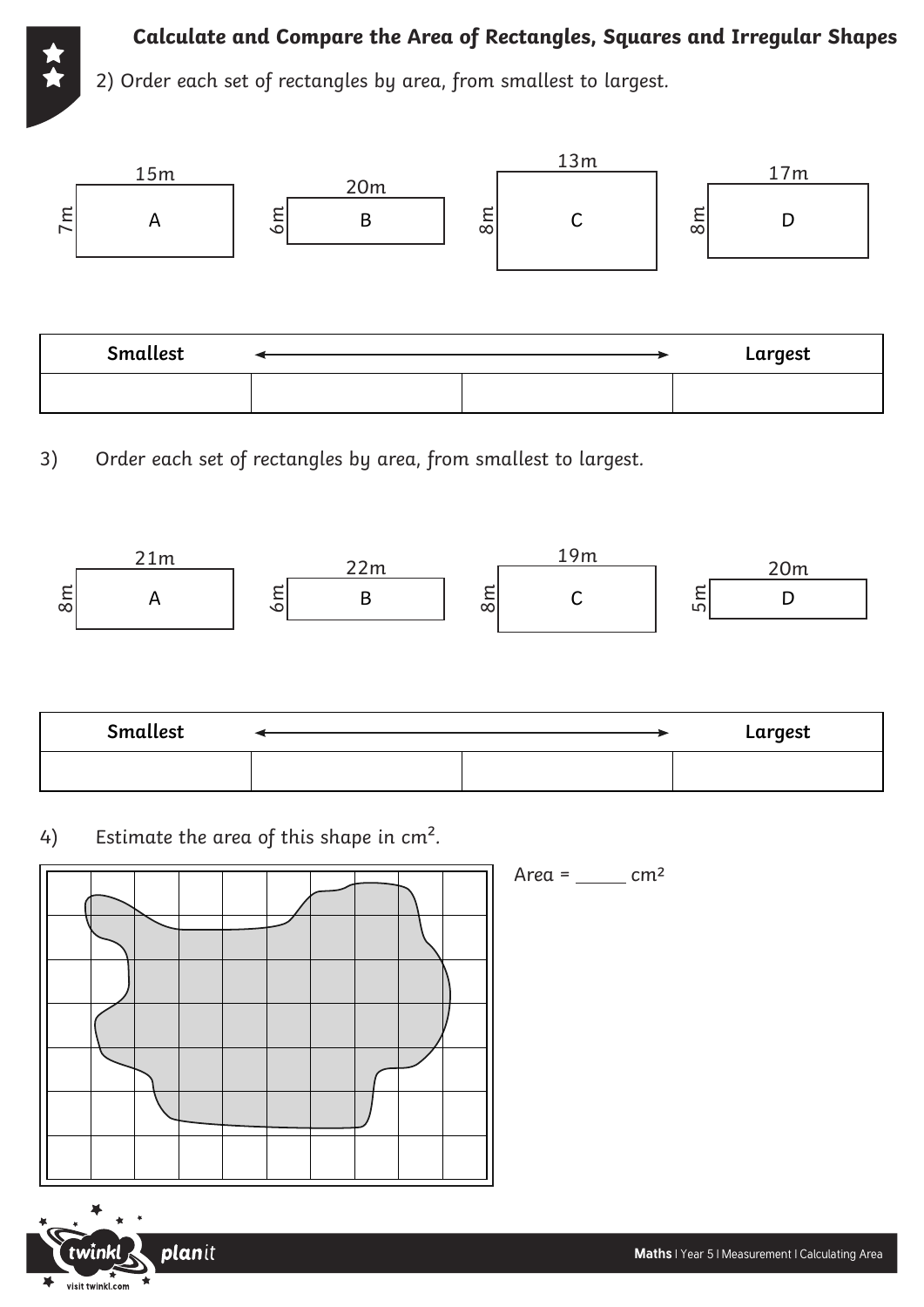## Calculate and Compare the Area of Rectangles, Squares and Irregular Shapes

2) Order each set of rectangles by area, from smallest to largest.

A: 15m × 7m

B: 20m × 6m

C: 13m × 8m

D: 17m × 8m

| Smallest | ← | → | Largest |
|---|---|---|---|
| | | | |

3) Order each set of rectangles by area, from smallest to largest.

A: 21m × 8m

B: 22m × 6m

C: 19m × 8m

D: 20m × 5m

| Smallest | ← | → | Largest |
|---|---|---|---|
| | | | |

4) Estimate the area of this shape in $cm^2$.

Area = _____ $cm^2$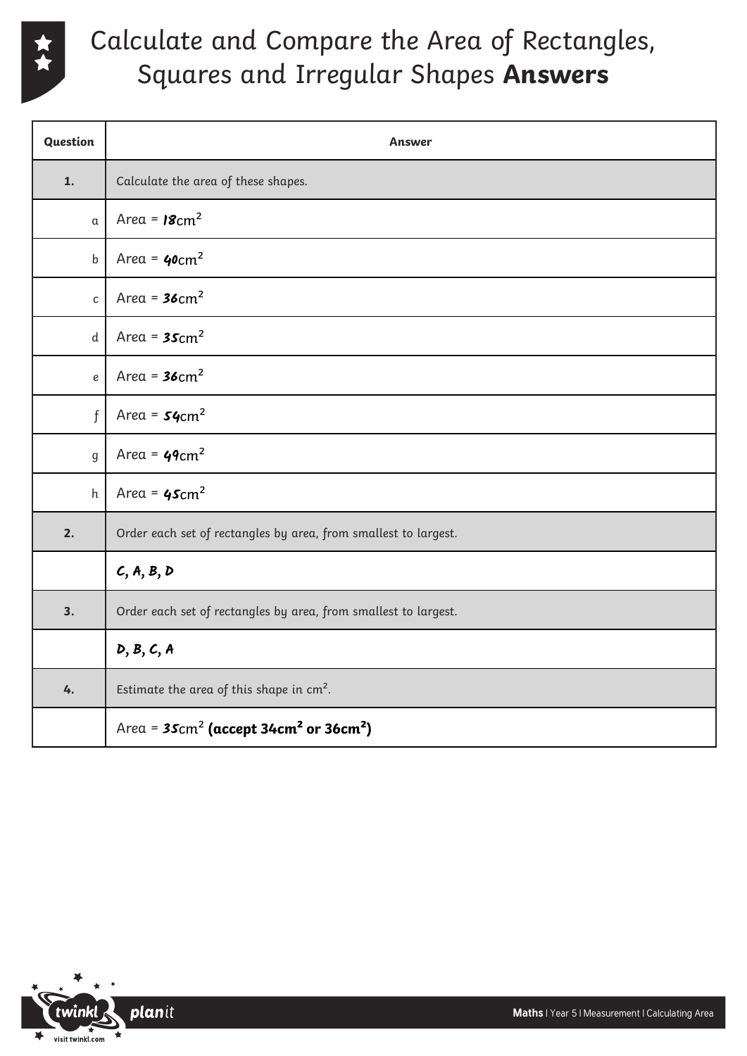# Calculate and Compare the Area of Rectangles, Squares and Irregular Shapes **Answers**

| Question | Answer |
|---|---|
| **1.** | Calculate the area of these shapes. |
| a | Area = **18**$cm^2$ |
| b | Area = **40**$cm^2$ |
| c | Area = **36**$cm^2$ |
| d | Area = **35**$cm^2$ |
| e | Area = **36**$cm^2$ |
| f | Area = **54**$cm^2$ |
| g | Area = **49**$cm^2$ |
| h | Area = **45**$cm^2$ |
| **2.** | Order each set of rectangles by area, from smallest to largest. |
| | **C, A, B, D** |
| **3.** | Order each set of rectangles by area, from smallest to largest. |
| | **D, B, C, A** |
| **4.** | Estimate the area of this shape in $cm^2$. |
| | Area = **35**$cm^2$ **(accept 34$cm^2$ or 36$cm^2$)** |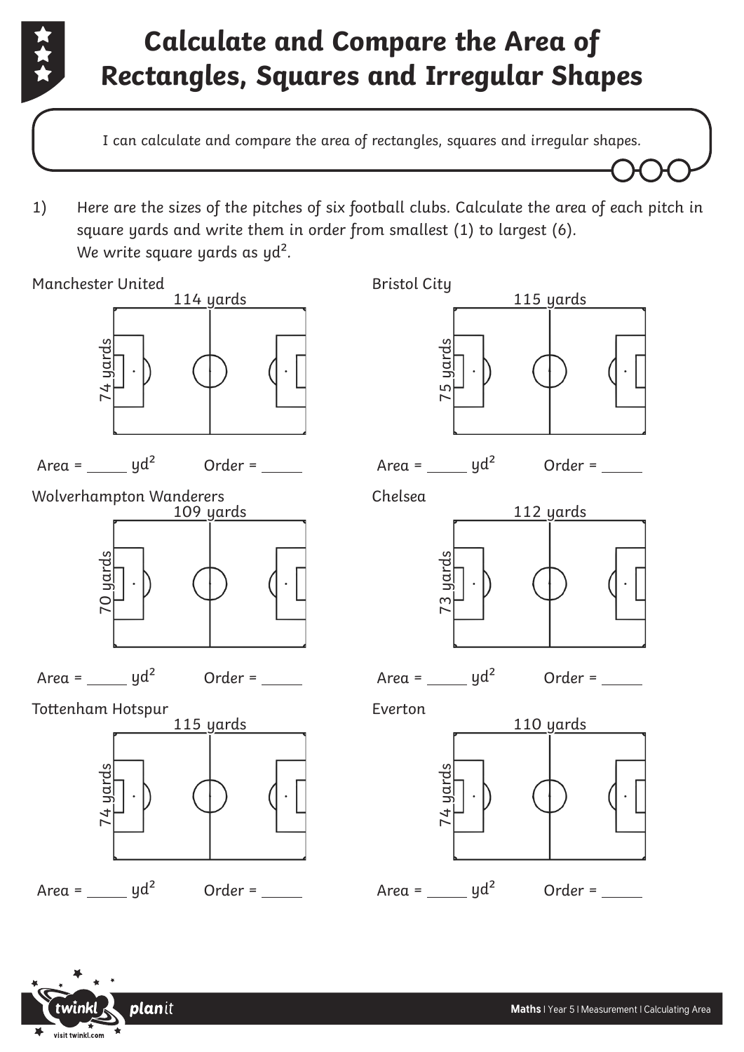# Calculate and Compare the Area of Rectangles, Squares and Irregular Shapes

I can calculate and compare the area of rectangles, squares and irregular shapes.

1) Here are the sizes of the pitches of six football clubs. Calculate the area of each pitch in square yards and write them in order from smallest (1) to largest (6).
We write square yards as $yd^2$.

Manchester United

114 yards

74 yards

Area = _____ $yd^2$ Order = _____

Bristol City

115 yards

75 yards

Area = _____ $yd^2$ Order = _____

Wolverhampton Wanderers

109 yards

70 yards

Area = _____ $yd^2$ Order = _____

Chelsea

112 yards

73 yards

Area = _____ $yd^2$ Order = _____

Tottenham Hotspur

115 yards

74 yards

Area = _____ $yd^2$ Order = _____

Everton

110 yards

74 yards

Area = _____ $yd^2$ Order = _____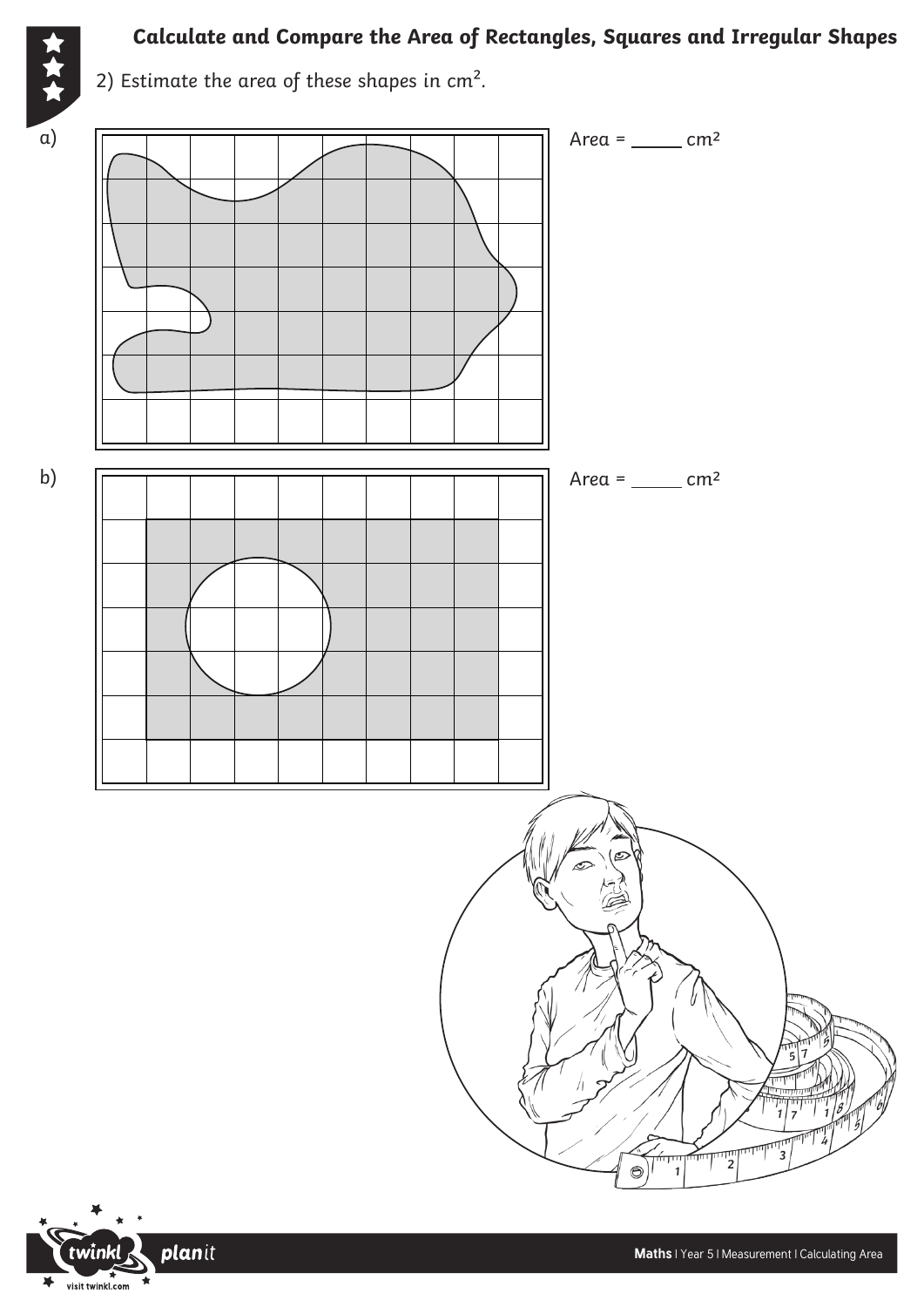# Calculate and Compare the Area of Rectangles, Squares and Irregular Shapes

2) Estimate the area of these shapes in $cm^2$.

a) Area = _____ $cm^2$

b) Area = _____ $cm^2$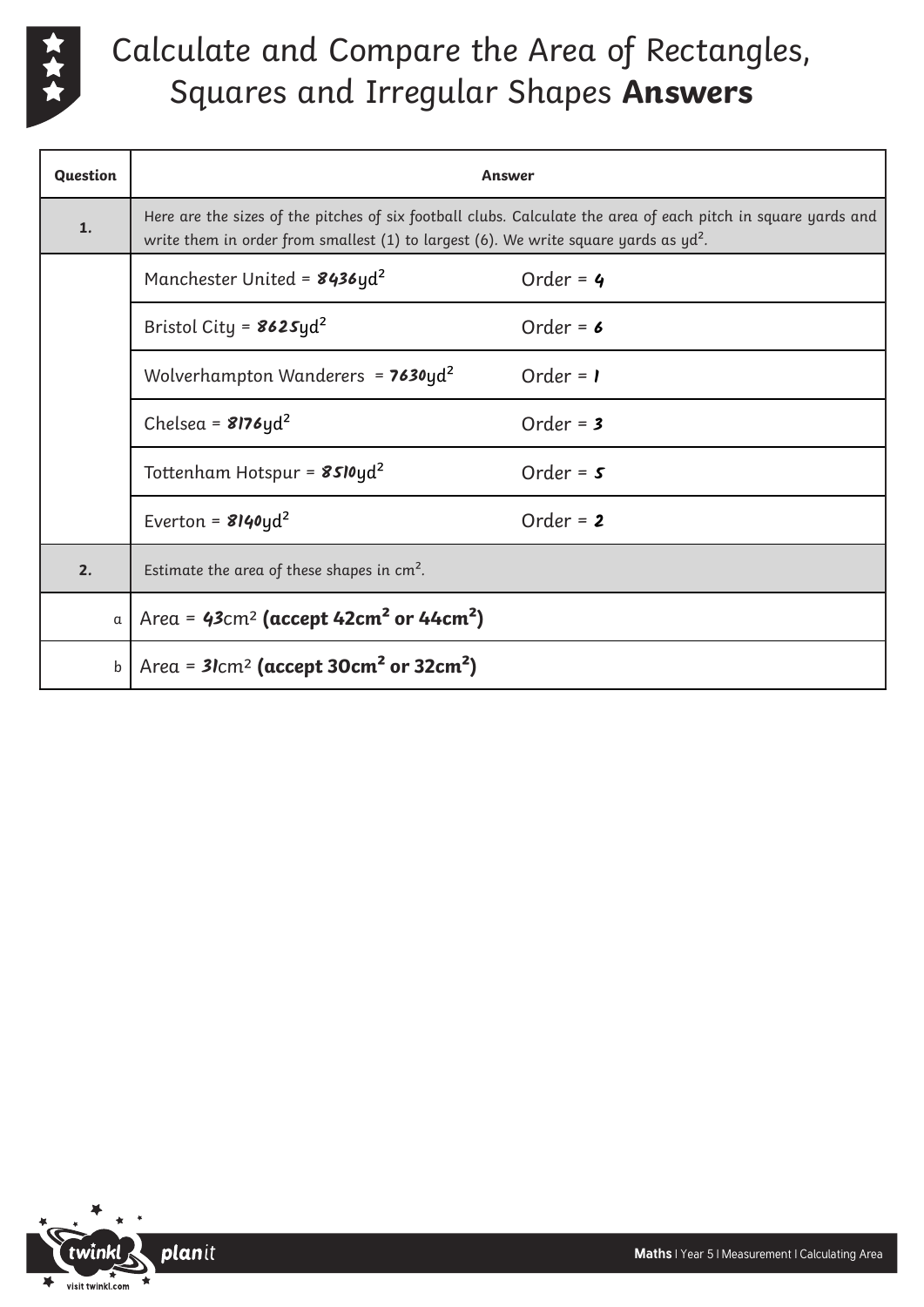# Calculate and Compare the Area of Rectangles, Squares and Irregular Shapes **Answers**

| Question | Answer | |
|---|---|---|
| **1.** | Here are the sizes of the pitches of six football clubs. Calculate the area of each pitch in square yards and write them in order from smallest (1) to largest (6). We write square yards as $yd^2$. | |
| | Manchester United = **8436**$yd^2$ | Order = **4** |
| | Bristol City = **8625**$yd^2$ | Order = **6** |
| | Wolverhampton Wanderers = **7630**$yd^2$ | Order = **1** |
| | Chelsea = **8176**$yd^2$ | Order = **3** |
| | Tottenham Hotspur = **8510**$yd^2$ | Order = **5** |
| | Everton = **8140**$yd^2$ | Order = **2** |
| **2.** | Estimate the area of these shapes in $cm^2$. | |
| a | Area = **43**$cm^2$ **(accept 42$cm^2$ or 44$cm^2$)** | |
| b | Area = **31**$cm^2$ **(accept 30$cm^2$ or 32$cm^2$)** | |